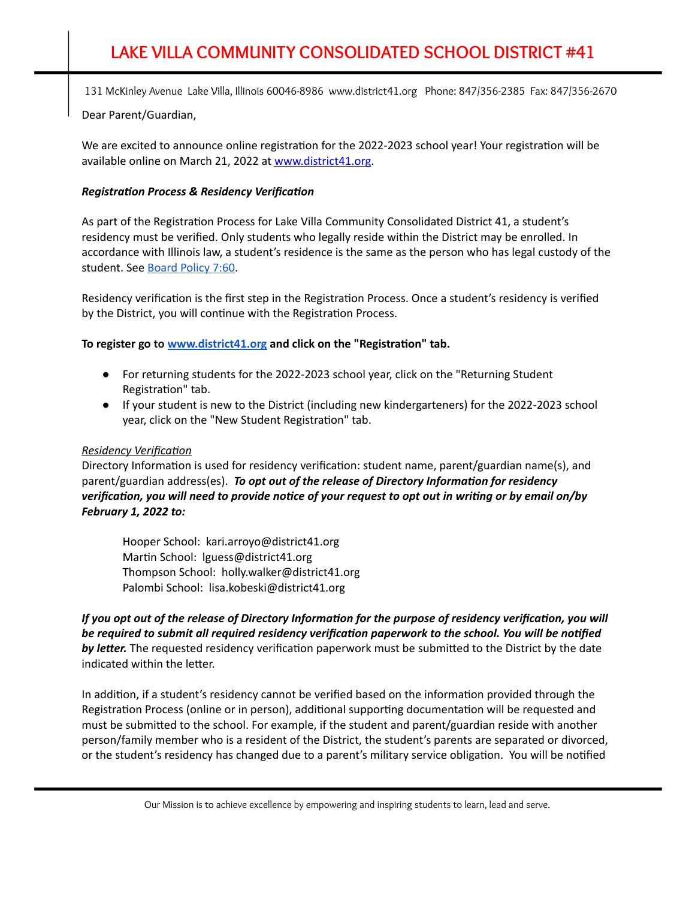# LAKE VILLA COMMUNITY CONSOLIDATED SCHOOL DISTRICT #41

131 McKinley Avenue Lake Villa, Illinois 60046-8986 www.district41.org Phone: 847/356-2385 Fax: 847/356-2670

Dear Parent/Guardian,

We are excited to announce online registration for the 2022-2023 school year! Your registration will be available online on March 21, 2022 at www.district41.org.

***Registration Process & Residency Verification***

As part of the Registration Process for Lake Villa Community Consolidated District 41, a student's residency must be verified. Only students who legally reside within the District may be enrolled. In accordance with Illinois law, a student's residence is the same as the person who has legal custody of the student. See Board Policy 7:60.

Residency verification is the first step in the Registration Process. Once a student's residency is verified by the District, you will continue with the Registration Process.

**To register go to www.district41.org and click on the "Registration" tab.**

- For returning students for the 2022-2023 school year, click on the "Returning Student Registration" tab.
- If your student is new to the District (including new kindergarteners) for the 2022-2023 school year, click on the "New Student Registration" tab.

*Residency Verification*

Directory Information is used for residency verification: student name, parent/guardian name(s), and parent/guardian address(es). ***To opt out of the release of Directory Information for residency verification, you will need to provide notice of your request to opt out in writing or by email on/by February 1, 2022 to:***

Hooper School: kari.arroyo@district41.org
Martin School: lguess@district41.org
Thompson School: holly.walker@district41.org
Palombi School: lisa.kobeski@district41.org

***If you opt out of the release of Directory Information for the purpose of residency verification, you will be required to submit all required residency verification paperwork to the school. You will be notified by letter.*** The requested residency verification paperwork must be submitted to the District by the date indicated within the letter.

In addition, if a student's residency cannot be verified based on the information provided through the Registration Process (online or in person), additional supporting documentation will be requested and must be submitted to the school. For example, if the student and parent/guardian reside with another person/family member who is a resident of the District, the student's parents are separated or divorced, or the student's residency has changed due to a parent's military service obligation. You will be notified

Our Mission is to achieve excellence by empowering and inspiring students to learn, lead and serve.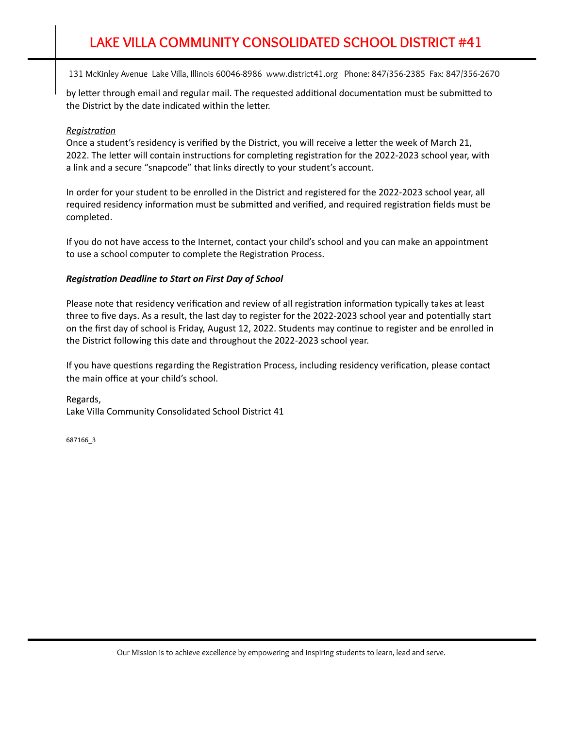by letter through email and regular mail. The requested additional documentation must be submitted to the District by the date indicated within the letter.

*Registration*

Once a student's residency is verified by the District, you will receive a letter the week of March 21, 2022. The letter will contain instructions for completing registration for the 2022-2023 school year, with a link and a secure "snapcode" that links directly to your student's account.

In order for your student to be enrolled in the District and registered for the 2022-2023 school year, all required residency information must be submitted and verified, and required registration fields must be completed.

If you do not have access to the Internet, contact your child's school and you can make an appointment to use a school computer to complete the Registration Process.

***Registration Deadline to Start on First Day of School***

Please note that residency verification and review of all registration information typically takes at least three to five days. As a result, the last day to register for the 2022-2023 school year and potentially start on the first day of school is Friday, August 12, 2022. Students may continue to register and be enrolled in the District following this date and throughout the 2022-2023 school year.

If you have questions regarding the Registration Process, including residency verification, please contact the main office at your child's school.

Regards,
Lake Villa Community Consolidated School District 41

687166_3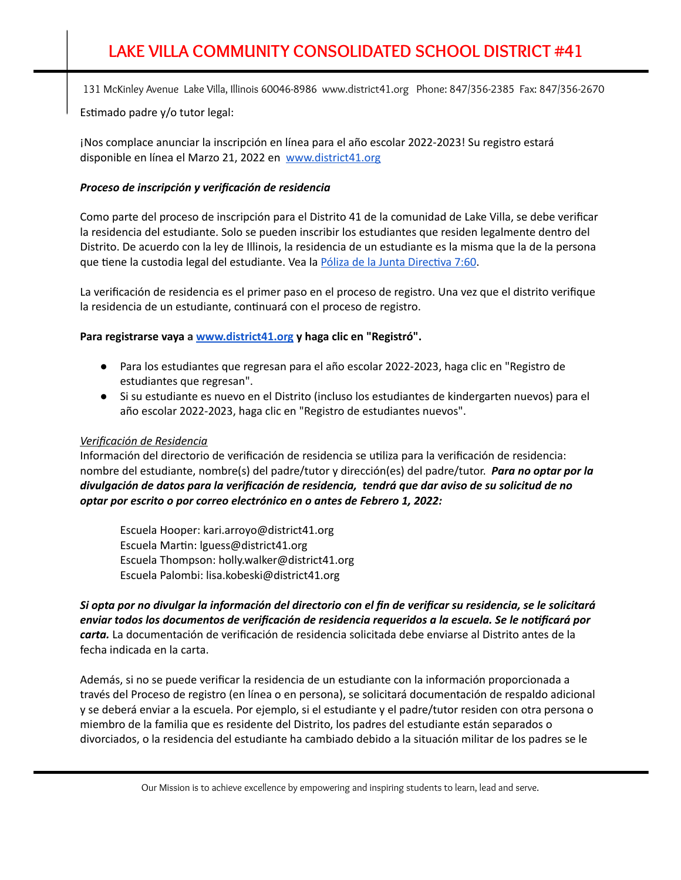# LAKE VILLA COMMUNITY CONSOLIDATED SCHOOL DISTRICT #41

131 McKinley Avenue Lake Villa, Illinois 60046-8986 www.district41.org Phone: 847/356-2385 Fax: 847/356-2670

Estimado padre y/o tutor legal:

¡Nos complace anunciar la inscripción en línea para el año escolar 2022-2023! Su registro estará disponible en línea el Marzo 21, 2022 en [www.district41.org](www.district41.org)

***Proceso de inscripción y verificación de residencia***

Como parte del proceso de inscripción para el Distrito 41 de la comunidad de Lake Villa, se debe verificar la residencia del estudiante. Solo se pueden inscribir los estudiantes que residen legalmente dentro del Distrito. De acuerdo con la ley de Illinois, la residencia de un estudiante es la misma que la de la persona que tiene la custodia legal del estudiante. Vea la [Póliza de la Junta Directiva 7:60](#).

La verificación de residencia es el primer paso en el proceso de registro. Una vez que el distrito verifique la residencia de un estudiante, continuará con el proceso de registro.

**Para registrarse vaya a [www.district41.org](www.district41.org) y haga clic en "Registró".**

- Para los estudiantes que regresan para el año escolar 2022-2023, haga clic en "Registro de estudiantes que regresan".
- Si su estudiante es nuevo en el Distrito (incluso los estudiantes de kindergarten nuevos) para el año escolar 2022-2023, haga clic en "Registro de estudiantes nuevos".

*Verificación de Residencia*
Información del directorio de verificación de residencia se utiliza para la verificación de residencia: nombre del estudiante, nombre(s) del padre/tutor y dirección(es) del padre/tutor. ***Para no optar por la divulgación de datos para la verificación de residencia, tendrá que dar aviso de su solicitud de no optar por escrito o por correo electrónico en o antes de Febrero 1, 2022:***

Escuela Hooper: kari.arroyo@district41.org
Escuela Martin: lguess@district41.org
Escuela Thompson: holly.walker@district41.org
Escuela Palombi: lisa.kobeski@district41.org

***Si opta por no divulgar la información del directorio con el fin de verificar su residencia, se le solicitará enviar todos los documentos de verificación de residencia requeridos a la escuela. Se le notificará por carta.*** La documentación de verificación de residencia solicitada debe enviarse al Distrito antes de la fecha indicada en la carta.

Además, si no se puede verificar la residencia de un estudiante con la información proporcionada a través del Proceso de registro (en línea o en persona), se solicitará documentación de respaldo adicional y se deberá enviar a la escuela. Por ejemplo, si el estudiante y el padre/tutor residen con otra persona o miembro de la familia que es residente del Distrito, los padres del estudiante están separados o divorciados, o la residencia del estudiante ha cambiado debido a la situación militar de los padres se le

Our Mission is to achieve excellence by empowering and inspiring students to learn, lead and serve.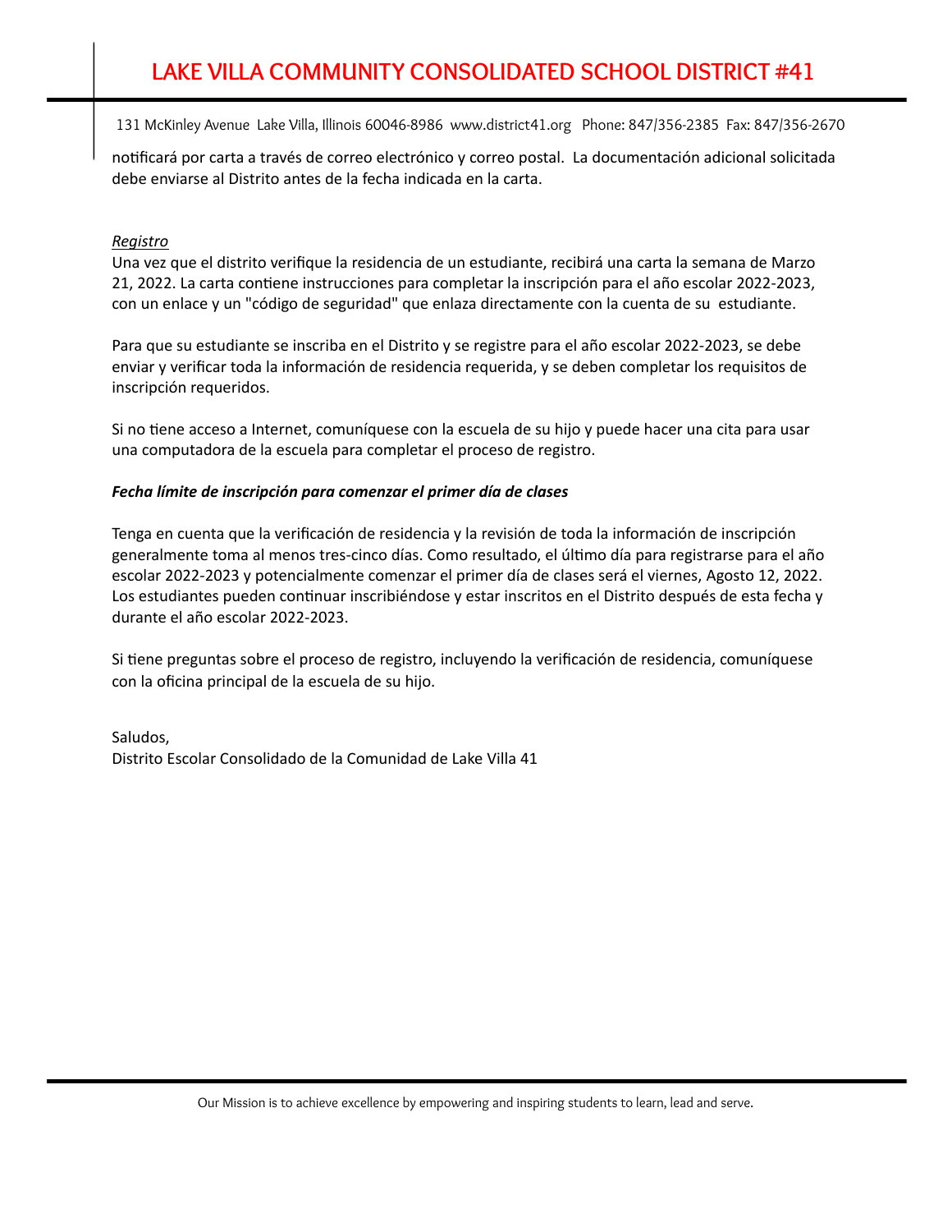notificará por carta a través de correo electrónico y correo postal. La documentación adicional solicitada debe enviarse al Distrito antes de la fecha indicada en la carta.

*Registro*

Una vez que el distrito verifique la residencia de un estudiante, recibirá una carta la semana de Marzo 21, 2022. La carta contiene instrucciones para completar la inscripción para el año escolar 2022-2023, con un enlace y un "código de seguridad" que enlaza directamente con la cuenta de su estudiante.

Para que su estudiante se inscriba en el Distrito y se registre para el año escolar 2022-2023, se debe enviar y verificar toda la información de residencia requerida, y se deben completar los requisitos de inscripción requeridos.

Si no tiene acceso a Internet, comuníquese con la escuela de su hijo y puede hacer una cita para usar una computadora de la escuela para completar el proceso de registro.

***Fecha límite de inscripción para comenzar el primer día de clases***

Tenga en cuenta que la verificación de residencia y la revisión de toda la información de inscripción generalmente toma al menos tres-cinco días. Como resultado, el último día para registrarse para el año escolar 2022-2023 y potencialmente comenzar el primer día de clases será el viernes, Agosto 12, 2022. Los estudiantes pueden continuar inscribiéndose y estar inscritos en el Distrito después de esta fecha y durante el año escolar 2022-2023.

Si tiene preguntas sobre el proceso de registro, incluyendo la verificación de residencia, comuníquese con la oficina principal de la escuela de su hijo.

Saludos,
Distrito Escolar Consolidado de la Comunidad de Lake Villa 41